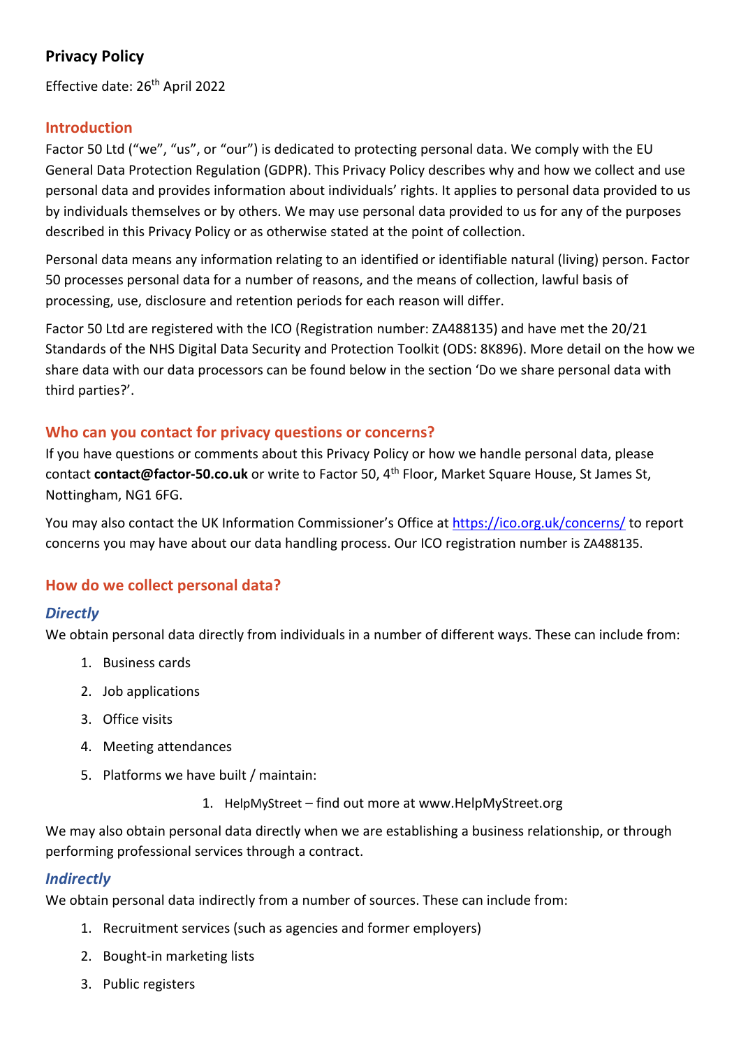# Privacy Policy

Effective date: 26th April 2022

## Introduction

Factor 50 Ltd ("we", "us", or "our") is dedicated to protecting personal data. We comply with the EU General Data Protection Regulation (GDPR). This Privacy Policy describes why and how we collect and use personal data and provides information about individuals' rights. It applies to personal data provided to us by individuals themselves or by others. We may use personal data provided to us for any of the purposes described in this Privacy Policy or as otherwise stated at the point of collection.

Personal data means any information relating to an identified or identifiable natural (living) person. Factor 50 processes personal data for a number of reasons, and the means of collection, lawful basis of processing, use, disclosure and retention periods for each reason will differ.

Factor 50 Ltd are registered with the ICO (Registration number: ZA488135) and have met the 20/21 Standards of the NHS Digital Data Security and Protection Toolkit (ODS: 8K896). More detail on the how we share data with our data processors can be found below in the section 'Do we share personal data with third parties?'.

## Who can you contact for privacy questions or concerns?

If you have questions or comments about this Privacy Policy or how we handle personal data, please contact **contact@factor-50.co.uk** or write to Factor 50, 4th Floor, Market Square House, St James St, Nottingham, NG1 6FG.

You may also contact the UK Information Commissioner's Office at [https://ico.org.uk/concerns/](https://ico.org.uk/concerns/) to report concerns you may have about our data handling process. Our ICO registration number is ZA488135.

## How do we collect personal data?

### *Directly*

We obtain personal data directly from individuals in a number of different ways. These can include from:

1. Business cards
2. Job applications
3. Office visits
4. Meeting attendances
5. Platforms we have built / maintain:
    1. HelpMyStreet – find out more at www.HelpMyStreet.org

We may also obtain personal data directly when we are establishing a business relationship, or through performing professional services through a contract.

### *Indirectly*

We obtain personal data indirectly from a number of sources. These can include from:

1. Recruitment services (such as agencies and former employers)
2. Bought-in marketing lists
3. Public registers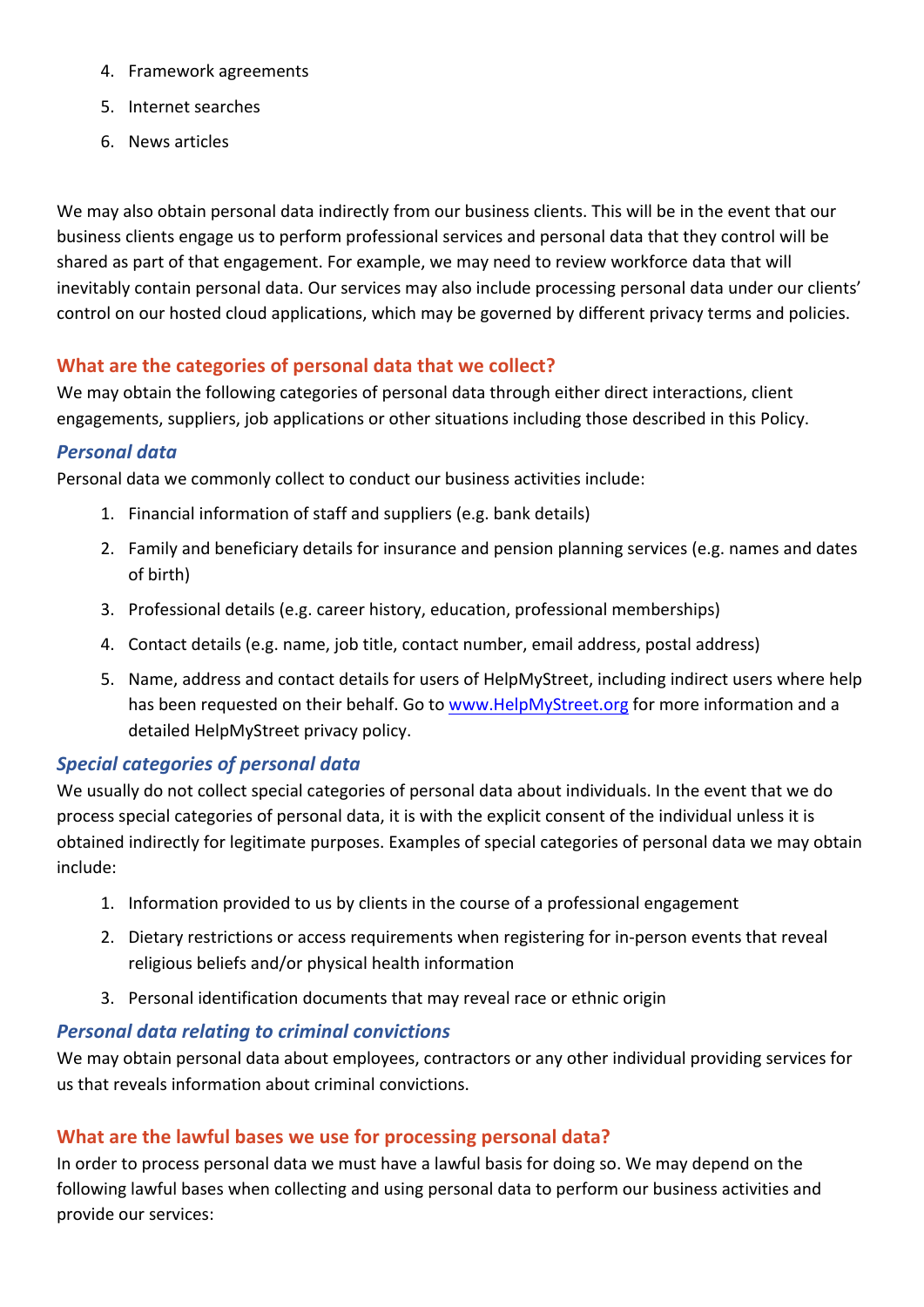4. Framework agreements
5. Internet searches
6. News articles

We may also obtain personal data indirectly from our business clients. This will be in the event that our business clients engage us to perform professional services and personal data that they control will be shared as part of that engagement. For example, we may need to review workforce data that will inevitably contain personal data. Our services may also include processing personal data under our clients' control on our hosted cloud applications, which may be governed by different privacy terms and policies.

## What are the categories of personal data that we collect?

We may obtain the following categories of personal data through either direct interactions, client engagements, suppliers, job applications or other situations including those described in this Policy.

### *Personal data*

Personal data we commonly collect to conduct our business activities include:

1. Financial information of staff and suppliers (e.g. bank details)
2. Family and beneficiary details for insurance and pension planning services (e.g. names and dates of birth)
3. Professional details (e.g. career history, education, professional memberships)
4. Contact details (e.g. name, job title, contact number, email address, postal address)
5. Name, address and contact details for users of HelpMyStreet, including indirect users where help has been requested on their behalf. Go to www.HelpMyStreet.org for more information and a detailed HelpMyStreet privacy policy.

### *Special categories of personal data*

We usually do not collect special categories of personal data about individuals. In the event that we do process special categories of personal data, it is with the explicit consent of the individual unless it is obtained indirectly for legitimate purposes. Examples of special categories of personal data we may obtain include:

1. Information provided to us by clients in the course of a professional engagement
2. Dietary restrictions or access requirements when registering for in-person events that reveal religious beliefs and/or physical health information
3. Personal identification documents that may reveal race or ethnic origin

### *Personal data relating to criminal convictions*

We may obtain personal data about employees, contractors or any other individual providing services for us that reveals information about criminal convictions.

## What are the lawful bases we use for processing personal data?

In order to process personal data we must have a lawful basis for doing so. We may depend on the following lawful bases when collecting and using personal data to perform our business activities and provide our services: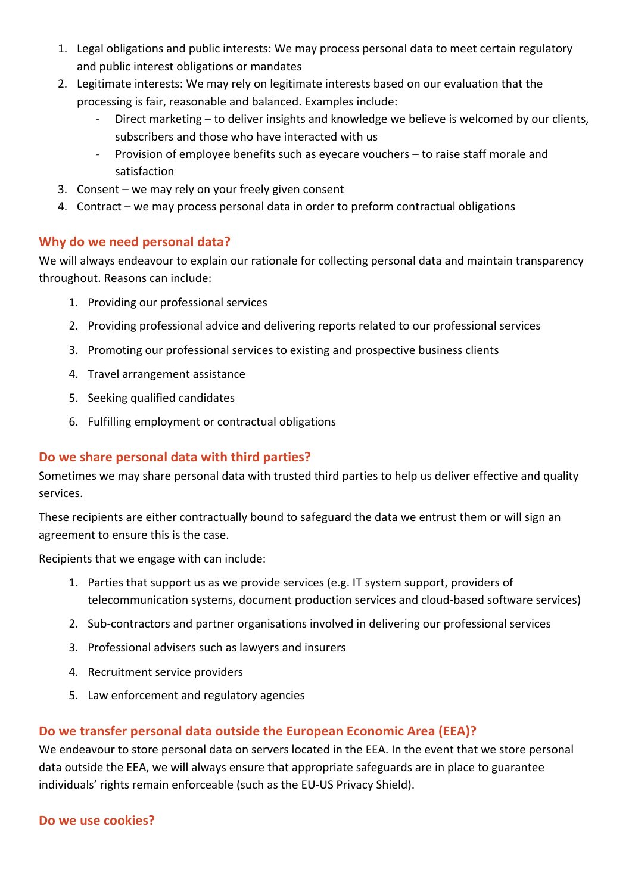1. Legal obligations and public interests: We may process personal data to meet certain regulatory and public interest obligations or mandates
2. Legitimate interests: We may rely on legitimate interests based on our evaluation that the processing is fair, reasonable and balanced. Examples include:
    - Direct marketing – to deliver insights and knowledge we believe is welcomed by our clients, subscribers and those who have interacted with us
    - Provision of employee benefits such as eyecare vouchers – to raise staff morale and satisfaction
3. Consent – we may rely on your freely given consent
4. Contract – we may process personal data in order to preform contractual obligations

## Why do we need personal data?

We will always endeavour to explain our rationale for collecting personal data and maintain transparency throughout. Reasons can include:

1. Providing our professional services
2. Providing professional advice and delivering reports related to our professional services
3. Promoting our professional services to existing and prospective business clients
4. Travel arrangement assistance
5. Seeking qualified candidates
6. Fulfilling employment or contractual obligations

## Do we share personal data with third parties?

Sometimes we may share personal data with trusted third parties to help us deliver effective and quality services.

These recipients are either contractually bound to safeguard the data we entrust them or will sign an agreement to ensure this is the case.

Recipients that we engage with can include:

1. Parties that support us as we provide services (e.g. IT system support, providers of telecommunication systems, document production services and cloud-based software services)
2. Sub-contractors and partner organisations involved in delivering our professional services
3. Professional advisers such as lawyers and insurers
4. Recruitment service providers
5. Law enforcement and regulatory agencies

## Do we transfer personal data outside the European Economic Area (EEA)?

We endeavour to store personal data on servers located in the EEA. In the event that we store personal data outside the EEA, we will always ensure that appropriate safeguards are in place to guarantee individuals' rights remain enforceable (such as the EU-US Privacy Shield).

## Do we use cookies?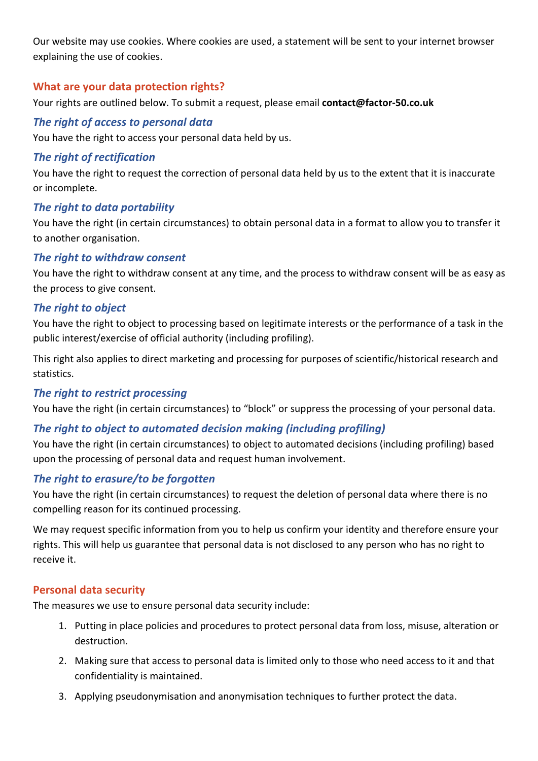Our website may use cookies. Where cookies are used, a statement will be sent to your internet browser explaining the use of cookies.

## What are your data protection rights?

Your rights are outlined below. To submit a request, please email **contact@factor-50.co.uk**

### *The right of access to personal data*

You have the right to access your personal data held by us.

### *The right of rectification*

You have the right to request the correction of personal data held by us to the extent that it is inaccurate or incomplete.

### *The right to data portability*

You have the right (in certain circumstances) to obtain personal data in a format to allow you to transfer it to another organisation.

### *The right to withdraw consent*

You have the right to withdraw consent at any time, and the process to withdraw consent will be as easy as the process to give consent.

### *The right to object*

You have the right to object to processing based on legitimate interests or the performance of a task in the public interest/exercise of official authority (including profiling).

This right also applies to direct marketing and processing for purposes of scientific/historical research and statistics.

### *The right to restrict processing*

You have the right (in certain circumstances) to "block" or suppress the processing of your personal data.

### *The right to object to automated decision making (including profiling)*

You have the right (in certain circumstances) to object to automated decisions (including profiling) based upon the processing of personal data and request human involvement.

### *The right to erasure/to be forgotten*

You have the right (in certain circumstances) to request the deletion of personal data where there is no compelling reason for its continued processing.

We may request specific information from you to help us confirm your identity and therefore ensure your rights. This will help us guarantee that personal data is not disclosed to any person who has no right to receive it.

## Personal data security

The measures we use to ensure personal data security include:

1. Putting in place policies and procedures to protect personal data from loss, misuse, alteration or destruction.
2. Making sure that access to personal data is limited only to those who need access to it and that confidentiality is maintained.
3. Applying pseudonymisation and anonymisation techniques to further protect the data.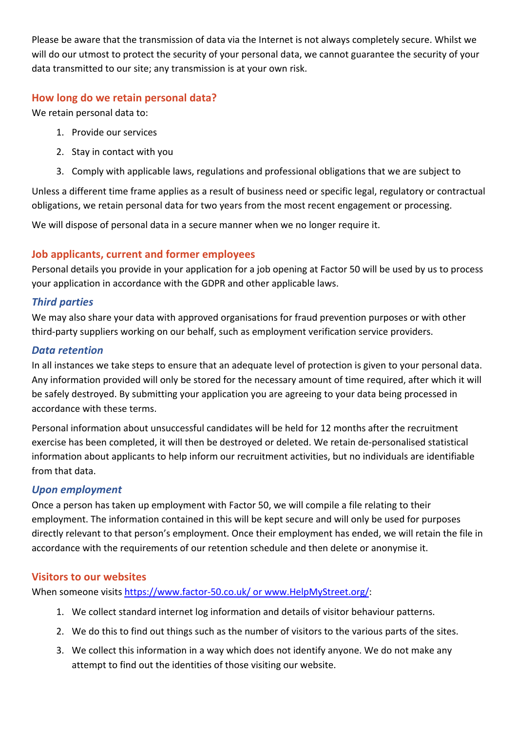Please be aware that the transmission of data via the Internet is not always completely secure. Whilst we will do our utmost to protect the security of your personal data, we cannot guarantee the security of your data transmitted to our site; any transmission is at your own risk.

## How long do we retain personal data?

We retain personal data to:

1. Provide our services
2. Stay in contact with you
3. Comply with applicable laws, regulations and professional obligations that we are subject to

Unless a different time frame applies as a result of business need or specific legal, regulatory or contractual obligations, we retain personal data for two years from the most recent engagement or processing.

We will dispose of personal data in a secure manner when we no longer require it.

## Job applicants, current and former employees

Personal details you provide in your application for a job opening at Factor 50 will be used by us to process your application in accordance with the GDPR and other applicable laws.

### *Third parties*

We may also share your data with approved organisations for fraud prevention purposes or with other third-party suppliers working on our behalf, such as employment verification service providers.

### *Data retention*

In all instances we take steps to ensure that an adequate level of protection is given to your personal data. Any information provided will only be stored for the necessary amount of time required, after which it will be safely destroyed. By submitting your application you are agreeing to your data being processed in accordance with these terms.

Personal information about unsuccessful candidates will be held for 12 months after the recruitment exercise has been completed, it will then be destroyed or deleted. We retain de-personalised statistical information about applicants to help inform our recruitment activities, but no individuals are identifiable from that data.

### *Upon employment*

Once a person has taken up employment with Factor 50, we will compile a file relating to their employment. The information contained in this will be kept secure and will only be used for purposes directly relevant to that person's employment. Once their employment has ended, we will retain the file in accordance with the requirements of our retention schedule and then delete or anonymise it.

## Visitors to our websites

When someone visits https://www.factor-50.co.uk/ or www.HelpMyStreet.org/:

1. We collect standard internet log information and details of visitor behaviour patterns.
2. We do this to find out things such as the number of visitors to the various parts of the sites.
3. We collect this information in a way which does not identify anyone. We do not make any attempt to find out the identities of those visiting our website.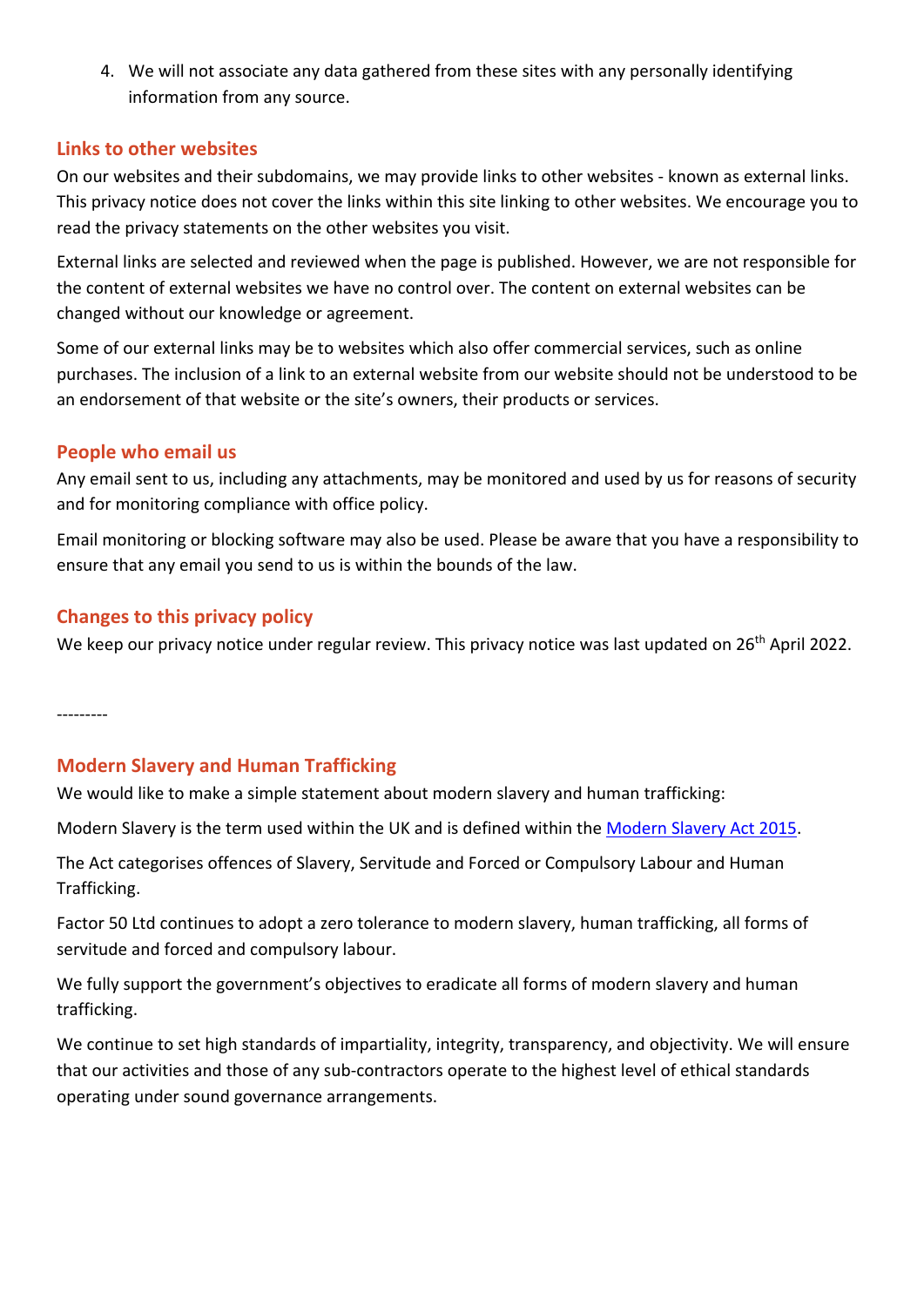4. We will not associate any data gathered from these sites with any personally identifying information from any source.

## Links to other websites

On our websites and their subdomains, we may provide links to other websites - known as external links. This privacy notice does not cover the links within this site linking to other websites. We encourage you to read the privacy statements on the other websites you visit.

External links are selected and reviewed when the page is published. However, we are not responsible for the content of external websites we have no control over. The content on external websites can be changed without our knowledge or agreement.

Some of our external links may be to websites which also offer commercial services, such as online purchases. The inclusion of a link to an external website from our website should not be understood to be an endorsement of that website or the site's owners, their products or services.

## People who email us

Any email sent to us, including any attachments, may be monitored and used by us for reasons of security and for monitoring compliance with office policy.

Email monitoring or blocking software may also be used. Please be aware that you have a responsibility to ensure that any email you send to us is within the bounds of the law.

## Changes to this privacy policy

We keep our privacy notice under regular review. This privacy notice was last updated on 26th April 2022.

---------

## Modern Slavery and Human Trafficking

We would like to make a simple statement about modern slavery and human trafficking:

Modern Slavery is the term used within the UK and is defined within the [Modern Slavery Act 2015]().

The Act categorises offences of Slavery, Servitude and Forced or Compulsory Labour and Human Trafficking.

Factor 50 Ltd continues to adopt a zero tolerance to modern slavery, human trafficking, all forms of servitude and forced and compulsory labour.

We fully support the government's objectives to eradicate all forms of modern slavery and human trafficking.

We continue to set high standards of impartiality, integrity, transparency, and objectivity. We will ensure that our activities and those of any sub-contractors operate to the highest level of ethical standards operating under sound governance arrangements.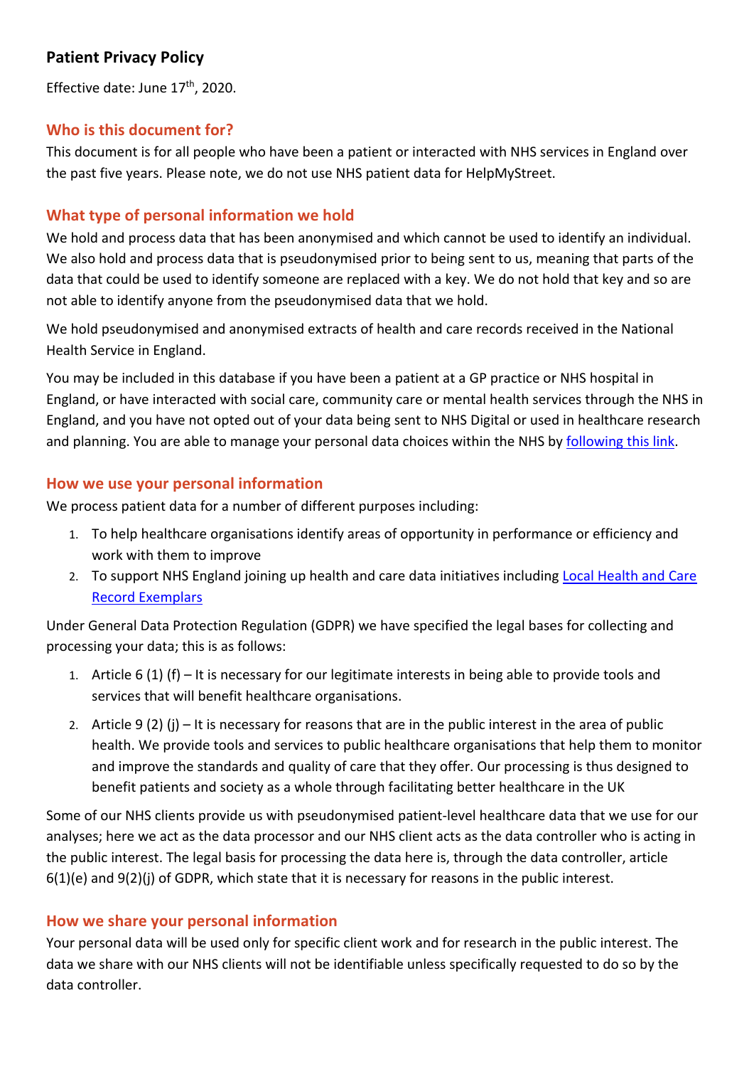## Patient Privacy Policy

Effective date: June 17th, 2020.

### Who is this document for?

This document is for all people who have been a patient or interacted with NHS services in England over the past five years. Please note, we do not use NHS patient data for HelpMyStreet.

### What type of personal information we hold

We hold and process data that has been anonymised and which cannot be used to identify an individual. We also hold and process data that is pseudonymised prior to being sent to us, meaning that parts of the data that could be used to identify someone are replaced with a key. We do not hold that key and so are not able to identify anyone from the pseudonymised data that we hold.

We hold pseudonymised and anonymised extracts of health and care records received in the National Health Service in England.

You may be included in this database if you have been a patient at a GP practice or NHS hospital in England, or have interacted with social care, community care or mental health services through the NHS in England, and you have not opted out of your data being sent to NHS Digital or used in healthcare research and planning. You are able to manage your personal data choices within the NHS by following this link.

### How we use your personal information

We process patient data for a number of different purposes including:

1. To help healthcare organisations identify areas of opportunity in performance or efficiency and work with them to improve
2. To support NHS England joining up health and care data initiatives including Local Health and Care Record Exemplars

Under General Data Protection Regulation (GDPR) we have specified the legal bases for collecting and processing your data; this is as follows:

1. Article 6 (1) (f) – It is necessary for our legitimate interests in being able to provide tools and services that will benefit healthcare organisations.
2. Article 9 (2) (j) – It is necessary for reasons that are in the public interest in the area of public health. We provide tools and services to public healthcare organisations that help them to monitor and improve the standards and quality of care that they offer. Our processing is thus designed to benefit patients and society as a whole through facilitating better healthcare in the UK

Some of our NHS clients provide us with pseudonymised patient-level healthcare data that we use for our analyses; here we act as the data processor and our NHS client acts as the data controller who is acting in the public interest. The legal basis for processing the data here is, through the data controller, article 6(1)(e) and 9(2)(j) of GDPR, which state that it is necessary for reasons in the public interest.

### How we share your personal information

Your personal data will be used only for specific client work and for research in the public interest. The data we share with our NHS clients will not be identifiable unless specifically requested to do so by the data controller.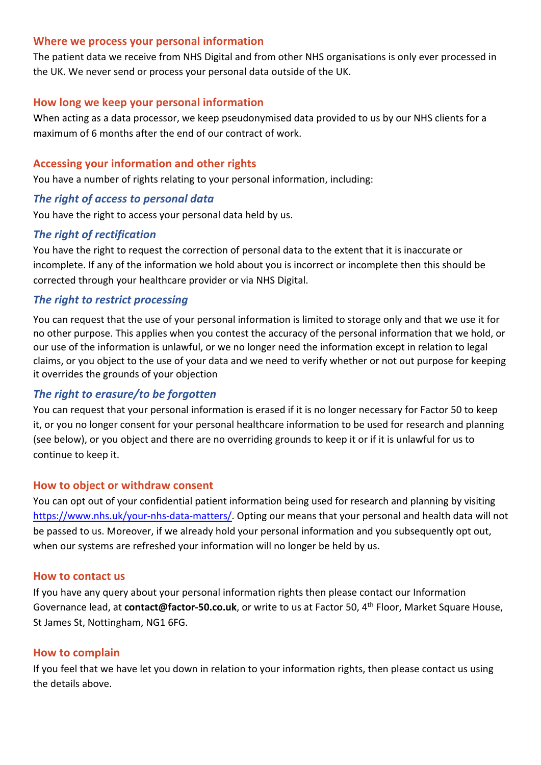## Where we process your personal information

The patient data we receive from NHS Digital and from other NHS organisations is only ever processed in the UK. We never send or process your personal data outside of the UK.

## How long we keep your personal information

When acting as a data processor, we keep pseudonymised data provided to us by our NHS clients for a maximum of 6 months after the end of our contract of work.

## Accessing your information and other rights

You have a number of rights relating to your personal information, including:

### *The right of access to personal data*

You have the right to access your personal data held by us.

### *The right of rectification*

You have the right to request the correction of personal data to the extent that it is inaccurate or incomplete. If any of the information we hold about you is incorrect or incomplete then this should be corrected through your healthcare provider or via NHS Digital.

### *The right to restrict processing*

You can request that the use of your personal information is limited to storage only and that we use it for no other purpose. This applies when you contest the accuracy of the personal information that we hold, or our use of the information is unlawful, or we no longer need the information except in relation to legal claims, or you object to the use of your data and we need to verify whether or not out purpose for keeping it overrides the grounds of your objection

### *The right to erasure/to be forgotten*

You can request that your personal information is erased if it is no longer necessary for Factor 50 to keep it, or you no longer consent for your personal healthcare information to be used for research and planning (see below), or you object and there are no overriding grounds to keep it or if it is unlawful for us to continue to keep it.

## How to object or withdraw consent

You can opt out of your confidential patient information being used for research and planning by visiting [https://www.nhs.uk/your-nhs-data-matters/](https://www.nhs.uk/your-nhs-data-matters/). Opting our means that your personal and health data will not be passed to us. Moreover, if we already hold your personal information and you subsequently opt out, when our systems are refreshed your information will no longer be held by us.

## How to contact us

If you have any query about your personal information rights then please contact our Information Governance lead, at **contact@factor-50.co.uk**, or write to us at Factor 50, 4th Floor, Market Square House, St James St, Nottingham, NG1 6FG.

## How to complain

If you feel that we have let you down in relation to your information rights, then please contact us using the details above.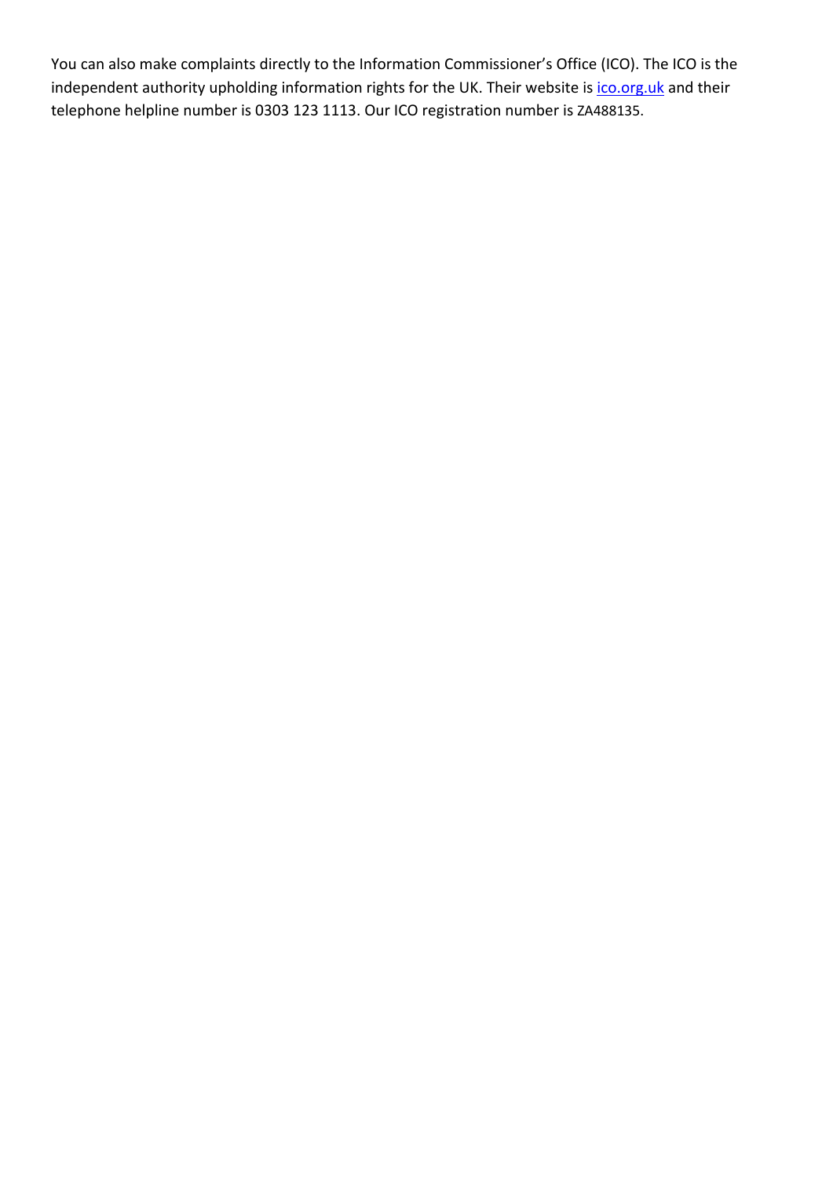You can also make complaints directly to the Information Commissioner's Office (ICO). The ICO is the independent authority upholding information rights for the UK. Their website is [ico.org.uk](https://ico.org.uk) and their telephone helpline number is 0303 123 1113. Our ICO registration number is ZA488135.